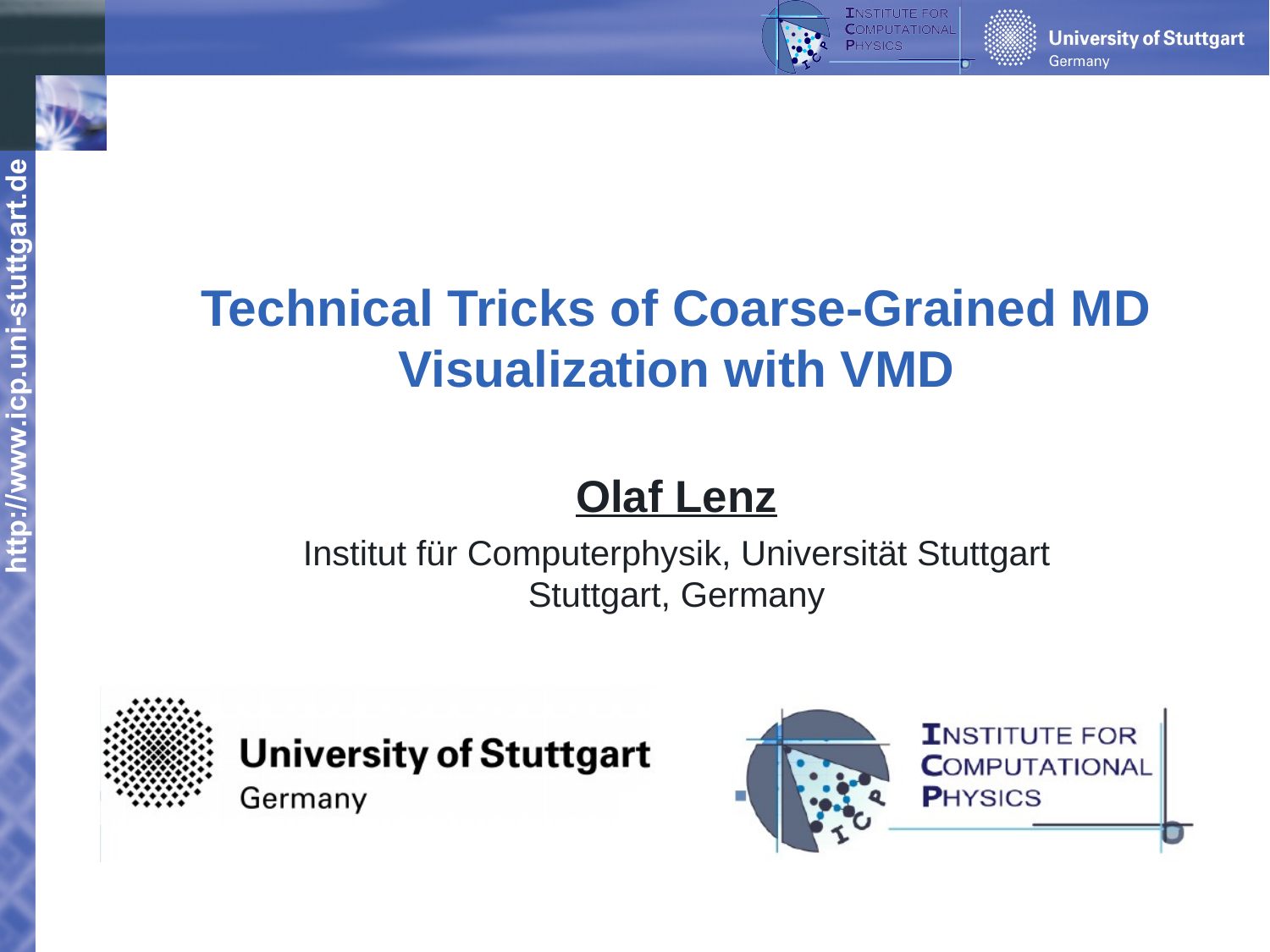# Technical Tricks of Coarse-Grained MD Visualization with VMD

**Olaf Lenz**

Institut für Computerphysik, Universität Stuttgart
Stuttgart, Germany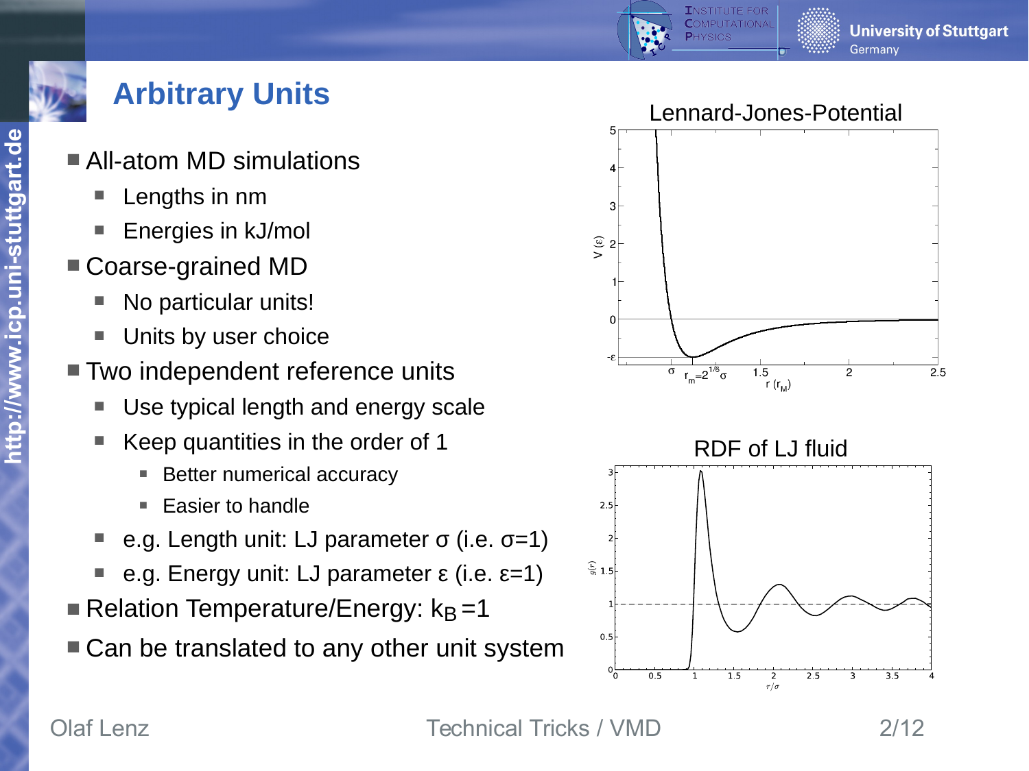# Arbitrary Units

- All-atom MD simulations
  - Lengths in nm
  - Energies in kJ/mol
- Coarse-grained MD
  - No particular units!
  - Units by user choice
- Two independent reference units
  - Use typical length and energy scale
  - Keep quantities in the order of 1
    - Better numerical accuracy
    - Easier to handle
  - e.g. Length unit: LJ parameter σ (i.e. σ=1)
  - e.g. Energy unit: LJ parameter ε (i.e. ε=1)
- Relation Temperature/Energy: $k_B = 1$
- Can be translated to any other unit system

Lennard-Jones-Potential

RDF of LJ fluid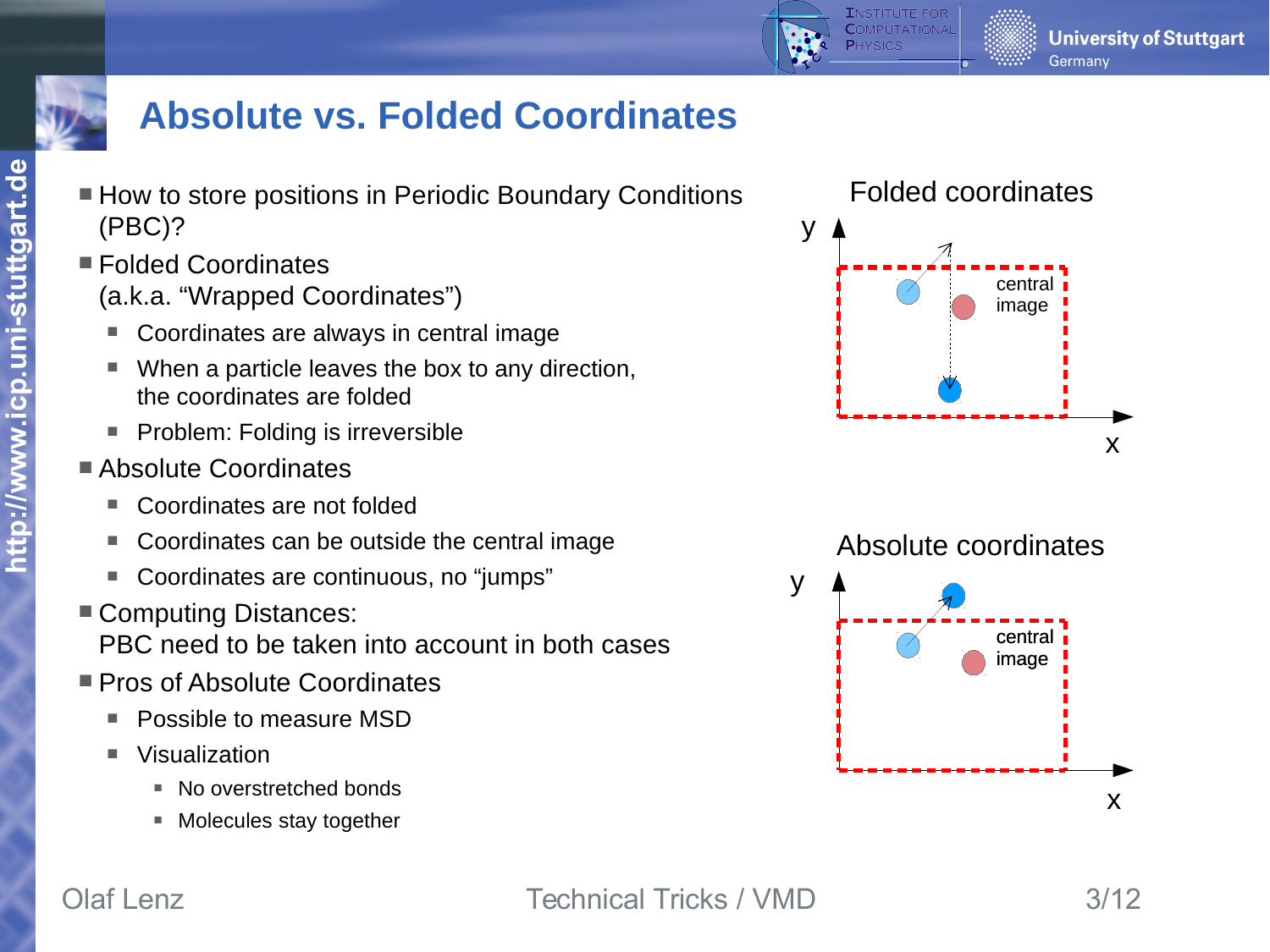# Absolute vs. Folded Coordinates

- How to store positions in Periodic Boundary Conditions (PBC)?
- Folded Coordinates
  (a.k.a. "Wrapped Coordinates")
  - Coordinates are always in central image
  - When a particle leaves the box to any direction, the coordinates are folded
  - Problem: Folding is irreversible
- Absolute Coordinates
  - Coordinates are not folded
  - Coordinates can be outside the central image
  - Coordinates are continuous, no "jumps"
- Computing Distances:
  PBC need to be taken into account in both cases
- Pros of Absolute Coordinates
  - Possible to measure MSD
  - Visualization
    - No overstretched bonds
    - Molecules stay together

Folded coordinates

y

central image

x

Absolute coordinates

y

central image

x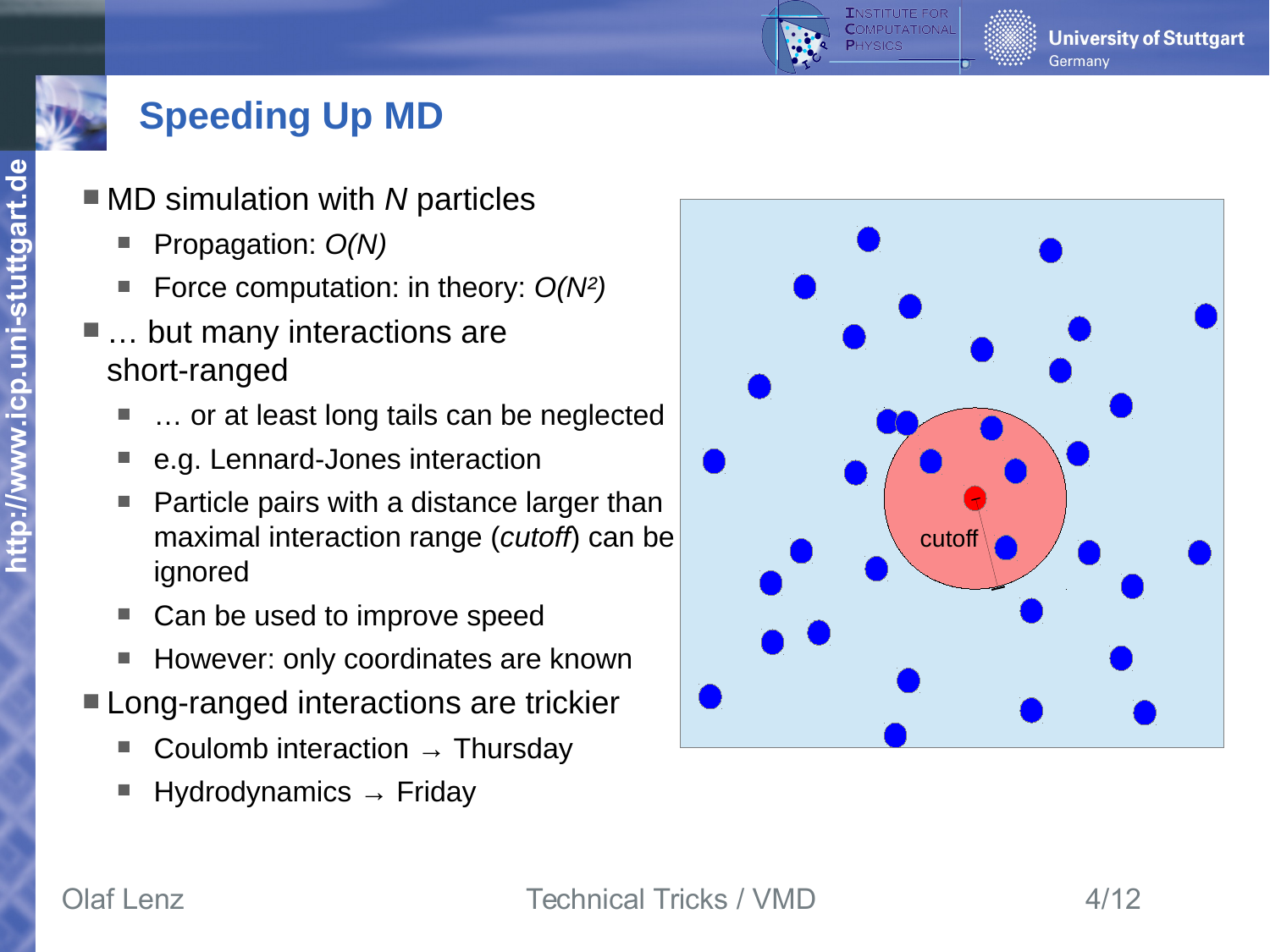# Speeding Up MD

- MD simulation with $N$ particles
  - Propagation: $O(N)$
  - Force computation: in theory: $O(N^2)$
- … but many interactions are short-ranged
  - … or at least long tails can be neglected
  - e.g. Lennard-Jones interaction
  - Particle pairs with a distance larger than maximal interaction range (*cutoff*) can be ignored
  - Can be used to improve speed
  - However: only coordinates are known
- Long-ranged interactions are trickier
  - Coulomb interaction → Thursday
  - Hydrodynamics → Friday

cutoff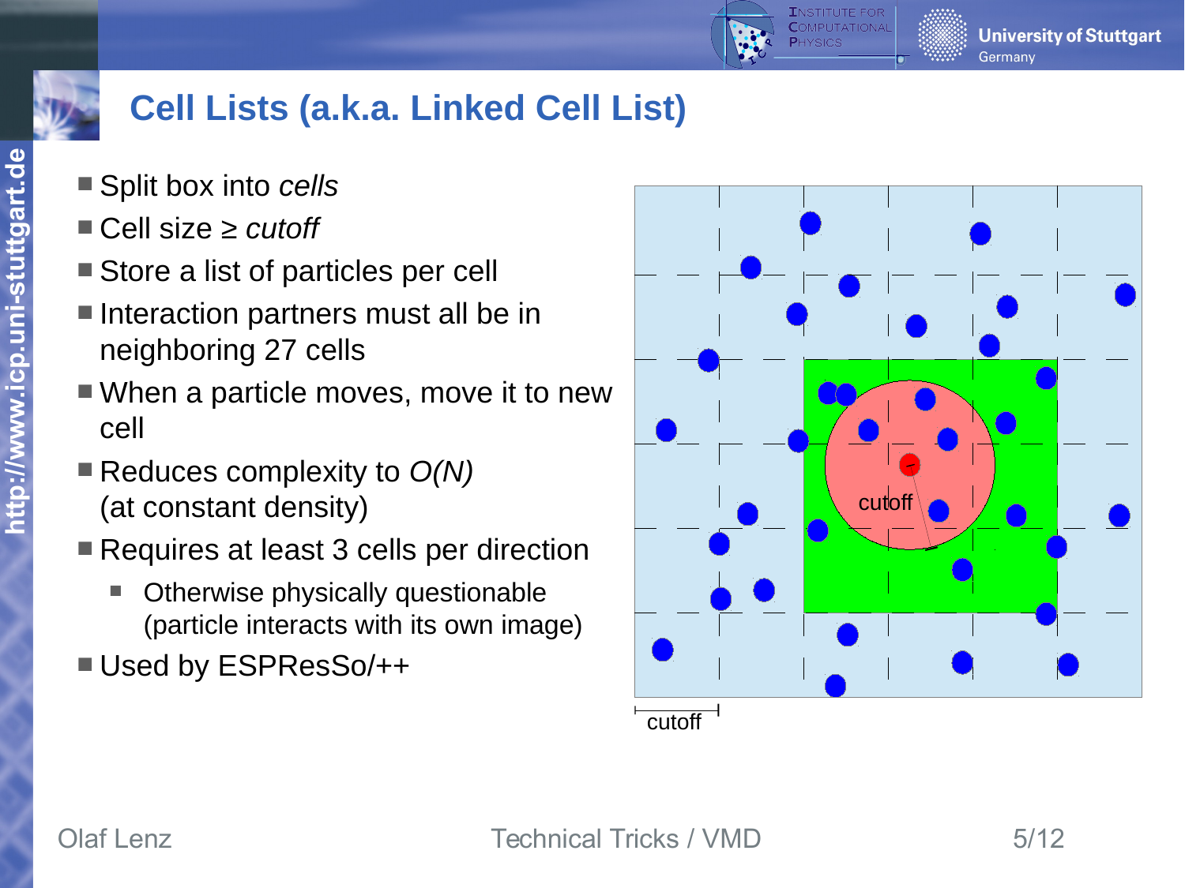# Cell Lists (a.k.a. Linked Cell List)

- Split box into *cells*
- Cell size ≥ *cutoff*
- Store a list of particles per cell
- Interaction partners must all be in neighboring 27 cells
- When a particle moves, move it to new cell
- Reduces complexity to *O(N)* (at constant density)
- Requires at least 3 cells per direction
  - Otherwise physically questionable (particle interacts with its own image)
- Used by ESPResSo/++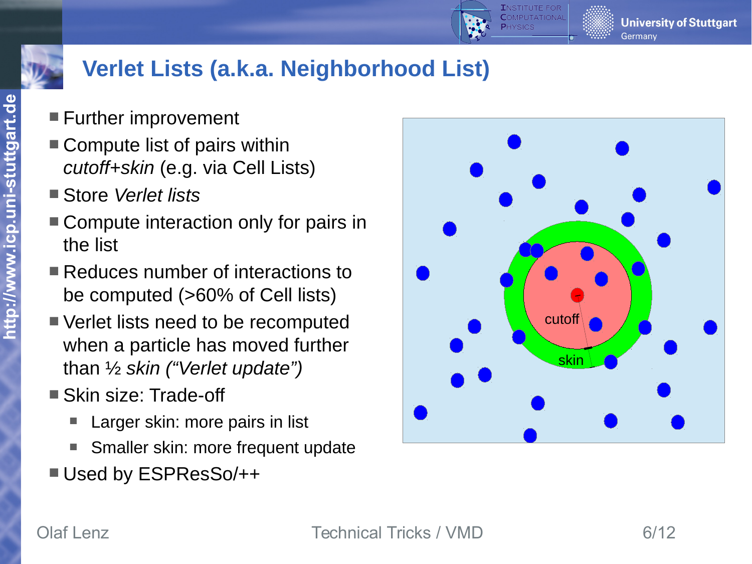# Verlet Lists (a.k.a. Neighborhood List)

- Further improvement
- Compute list of pairs within *cutoff+skin* (e.g. via Cell Lists)
- Store *Verlet lists*
- Compute interaction only for pairs in the list
- Reduces number of interactions to be computed (>60% of Cell lists)
- Verlet lists need to be recomputed when a particle has moved further than ½ *skin ("Verlet update")*
- Skin size: Trade-off
  - Larger skin: more pairs in list
  - Smaller skin: more frequent update
- Used by ESPResSo/++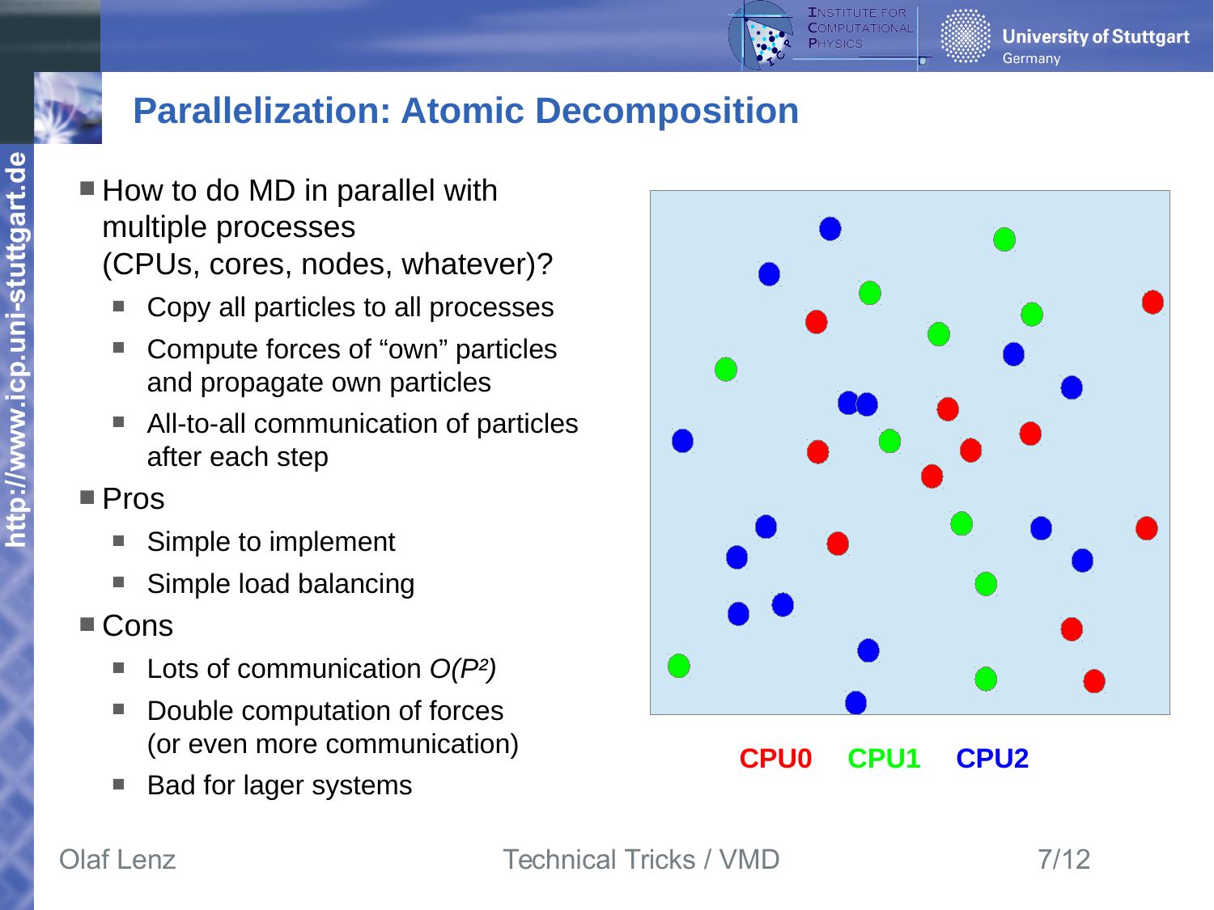# Parallelization: Atomic Decomposition

- How to do MD in parallel with multiple processes (CPUs, cores, nodes, whatever)?
  - Copy all particles to all processes
  - Compute forces of “own” particles and propagate own particles
  - All-to-all communication of particles after each step
- Pros
  - Simple to implement
  - Simple load balancing
- Cons
  - Lots of communication *O(P²)*
  - Double computation of forces (or even more communication)
  - Bad for lager systems

CPU0 CPU1 CPU2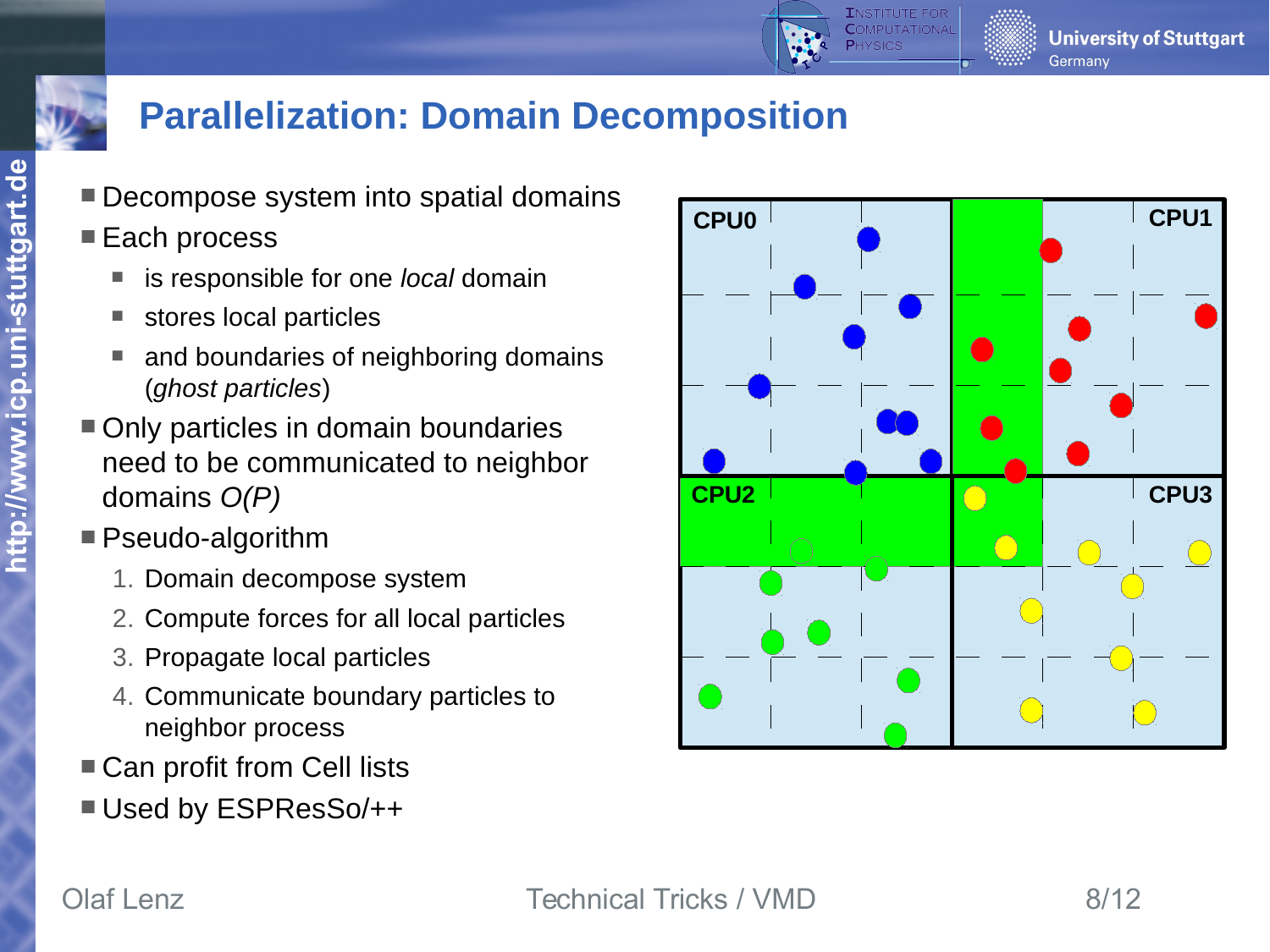# Parallelization: Domain Decomposition

- Decompose system into spatial domains
- Each process
  - is responsible for one *local* domain
  - stores local particles
  - and boundaries of neighboring domains (*ghost particles*)
- Only particles in domain boundaries need to be communicated to neighbor domains *O(P)*
- Pseudo-algorithm
  1. Domain decompose system
  2. Compute forces for all local particles
  3. Propagate local particles
  4. Communicate boundary particles to neighbor process
- Can profit from Cell lists
- Used by ESPResSo/++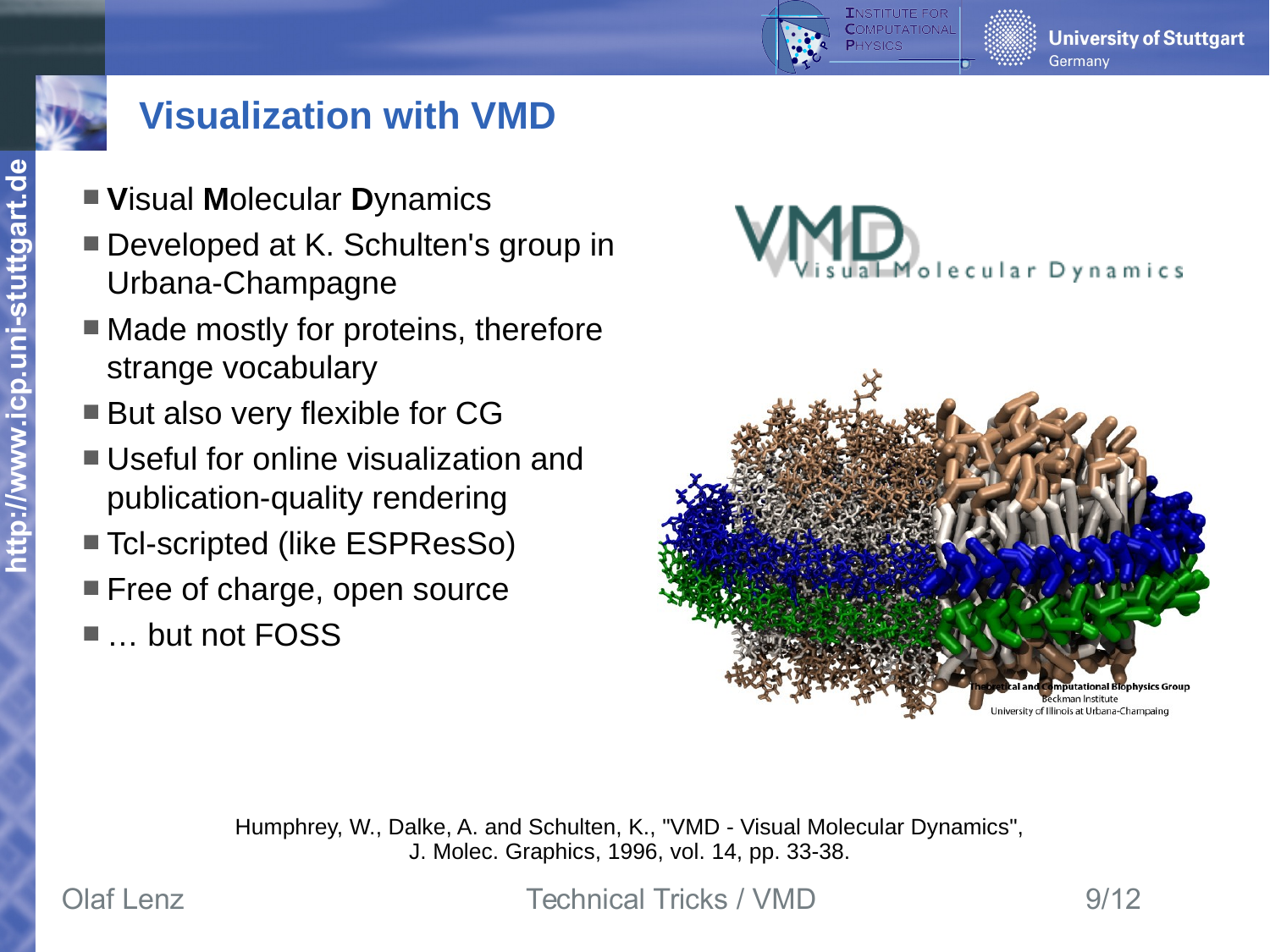# Visualization with VMD

- **V**isual **M**olecular **D**ynamics
- Developed at K. Schulten's group in Urbana-Champagne
- Made mostly for proteins, therefore strange vocabulary
- But also very flexible for CG
- Useful for online visualization and publication-quality rendering
- Tcl-scripted (like ESPResSo)
- Free of charge, open source
- … but not FOSS

Humphrey, W., Dalke, A. and Schulten, K., "VMD - Visual Molecular Dynamics", J. Molec. Graphics, 1996, vol. 14, pp. 33-38.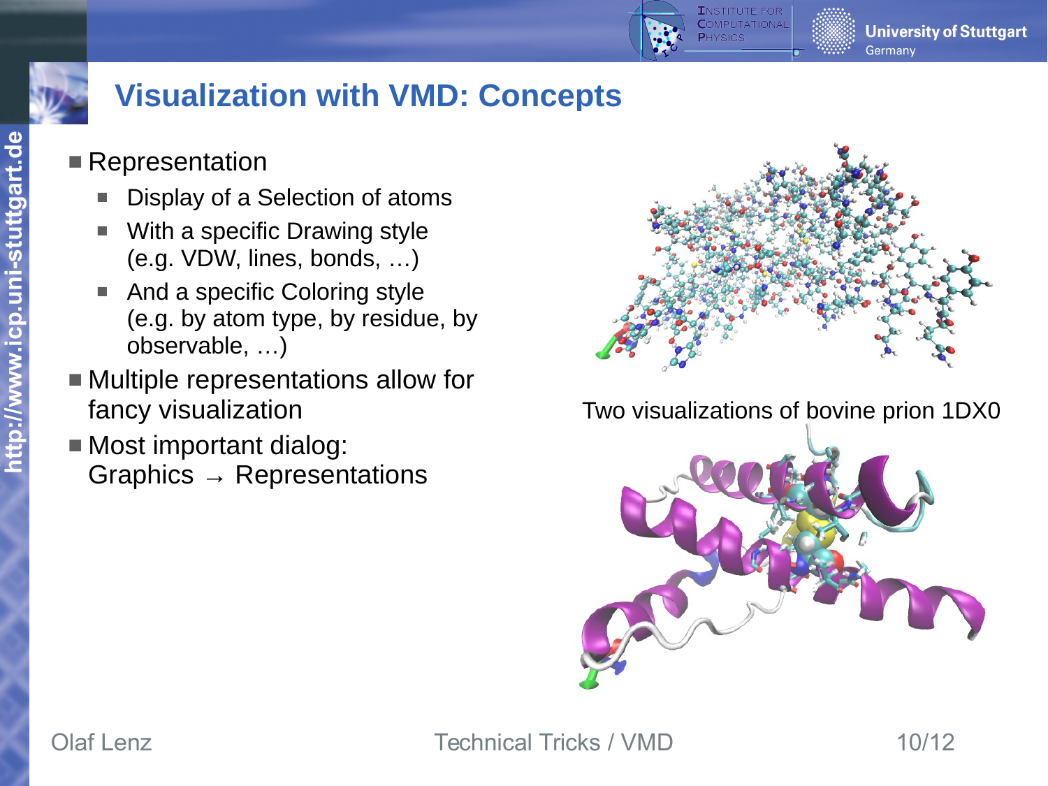# Visualization with VMD: Concepts

- Representation
  - Display of a Selection of atoms
  - With a specific Drawing style (e.g. VDW, lines, bonds, …)
  - And a specific Coloring style (e.g. by atom type, by residue, by observable, …)
- Multiple representations allow for fancy visualization
- Most important dialog: Graphics → Representations

Two visualizations of bovine prion 1DX0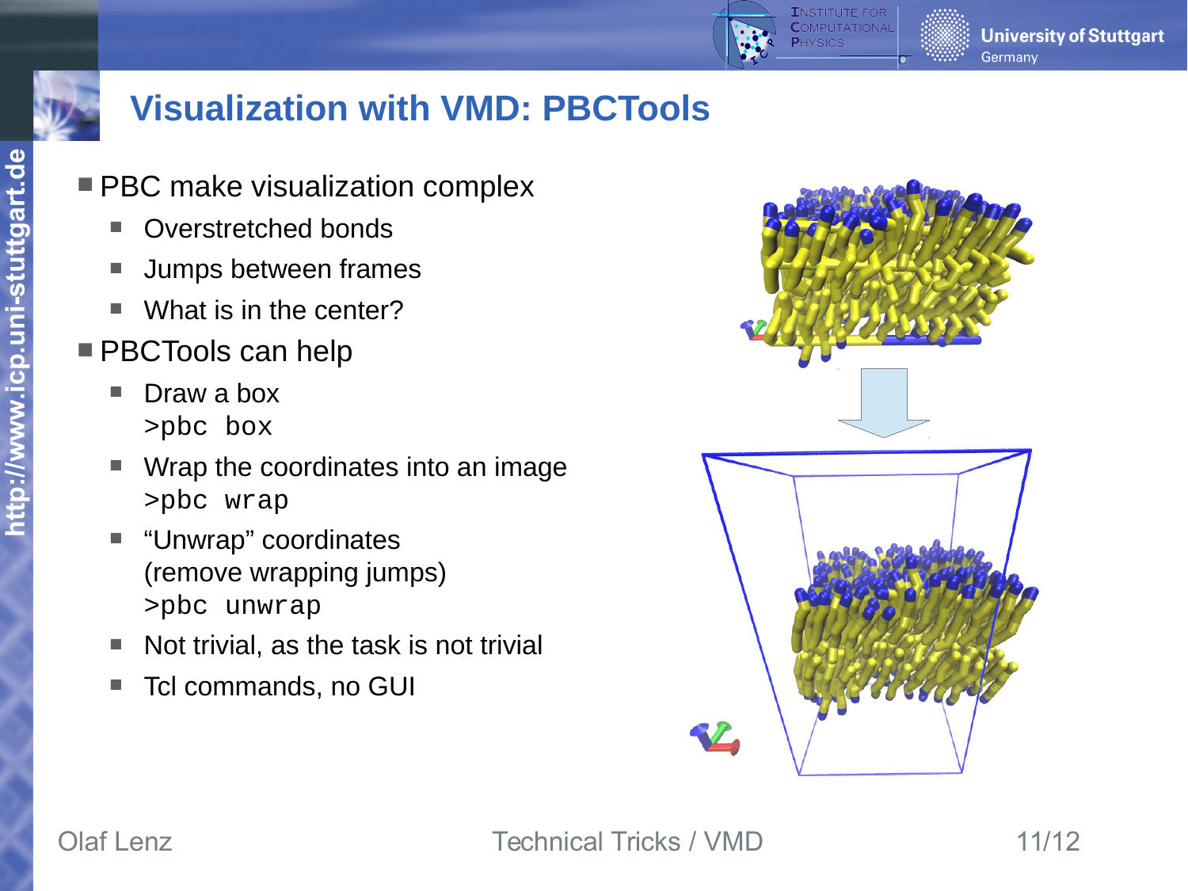# Visualization with VMD: PBCTools

- PBC make visualization complex
  - Overstretched bonds
  - Jumps between frames
  - What is in the center?
- PBCTools can help
  - Draw a box
    `>pbc box`
  - Wrap the coordinates into an image
    `>pbc wrap`
  - "Unwrap" coordinates
    (remove wrapping jumps)
    `>pbc unwrap`
  - Not trivial, as the task is not trivial
  - Tcl commands, no GUI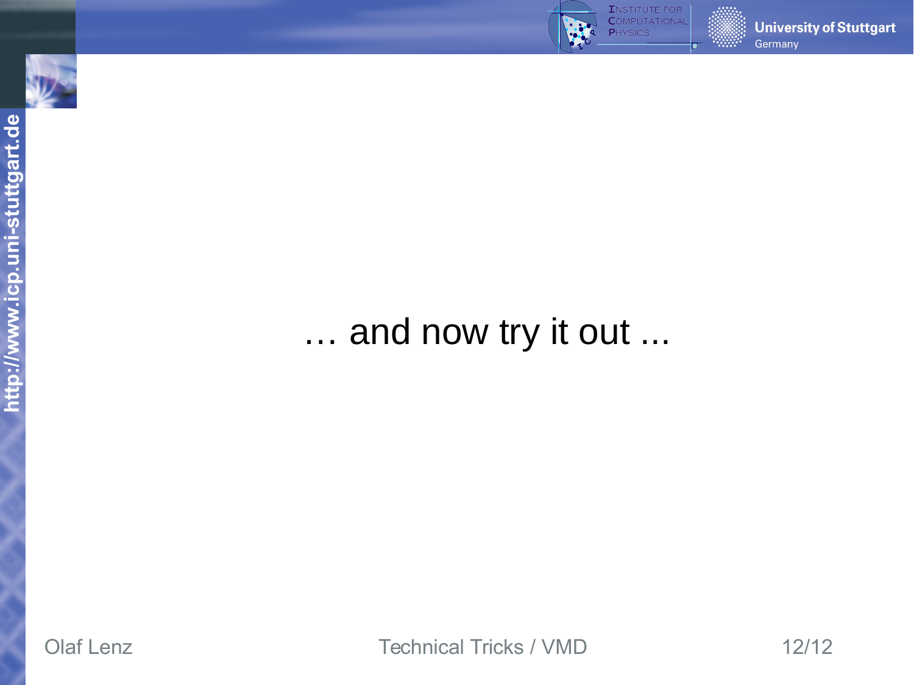… and now try it out ...